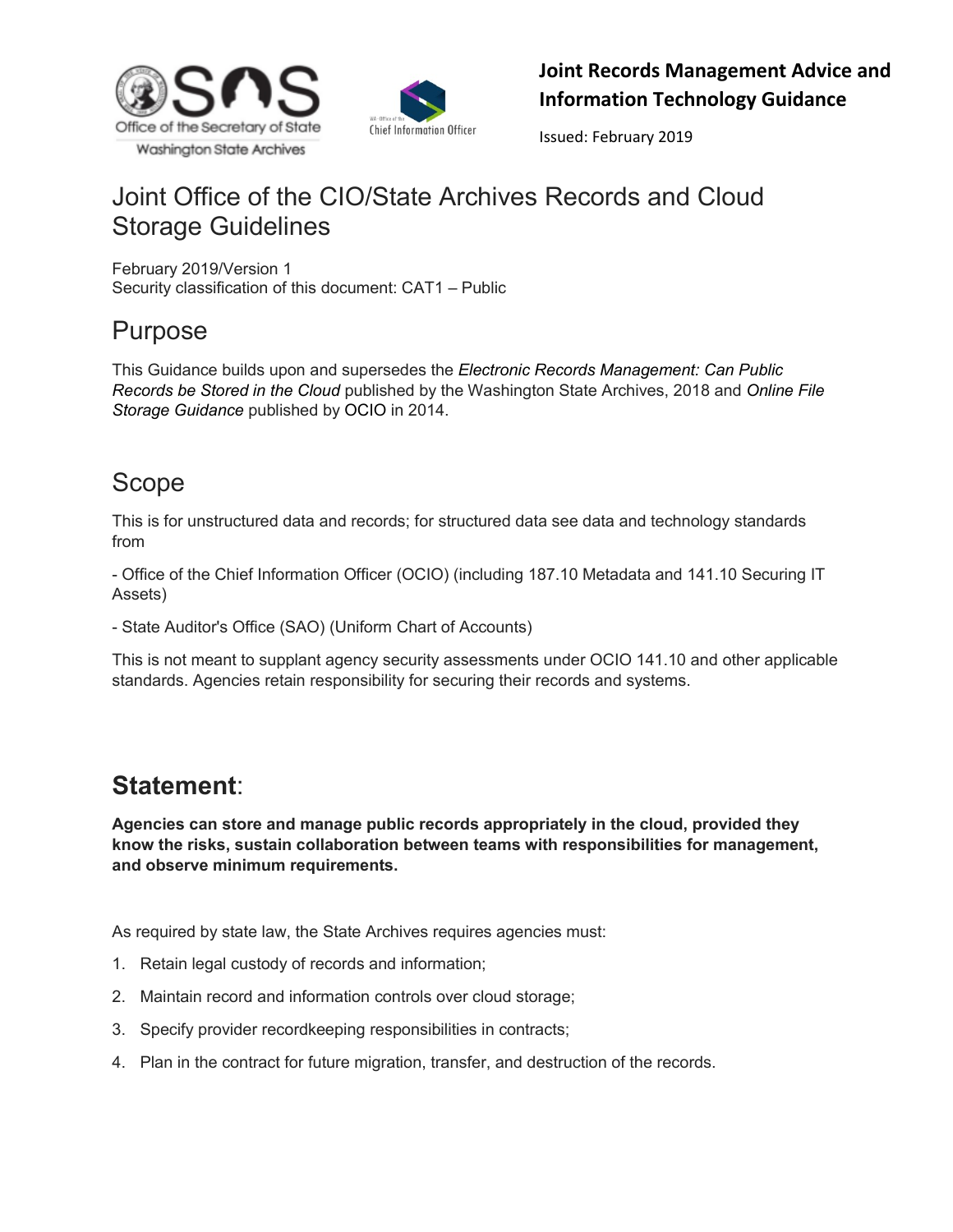**Joint Records Management Advice and Information Technology Guidance**

Issued: February 2019

# Joint Office of the CIO/State Archives Records and Cloud Storage Guidelines

February 2019/Version 1
Security classification of this document: CAT1 – Public

## Purpose

This Guidance builds upon and supersedes the *Electronic Records Management: Can Public Records be Stored in the Cloud* published by the Washington State Archives, 2018 and *Online File Storage Guidance* published by OCIO in 2014.

## Scope

This is for unstructured data and records; for structured data see data and technology standards from

- Office of the Chief Information Officer (OCIO) (including 187.10 Metadata and 141.10 Securing IT Assets)

- State Auditor's Office (SAO) (Uniform Chart of Accounts)

This is not meant to supplant agency security assessments under OCIO 141.10 and other applicable standards. Agencies retain responsibility for securing their records and systems.

## **Statement**:

**Agencies can store and manage public records appropriately in the cloud, provided they know the risks, sustain collaboration between teams with responsibilities for management, and observe minimum requirements.**

As required by state law, the State Archives requires agencies must:

1. Retain legal custody of records and information;
2. Maintain record and information controls over cloud storage;
3. Specify provider recordkeeping responsibilities in contracts;
4. Plan in the contract for future migration, transfer, and destruction of the records.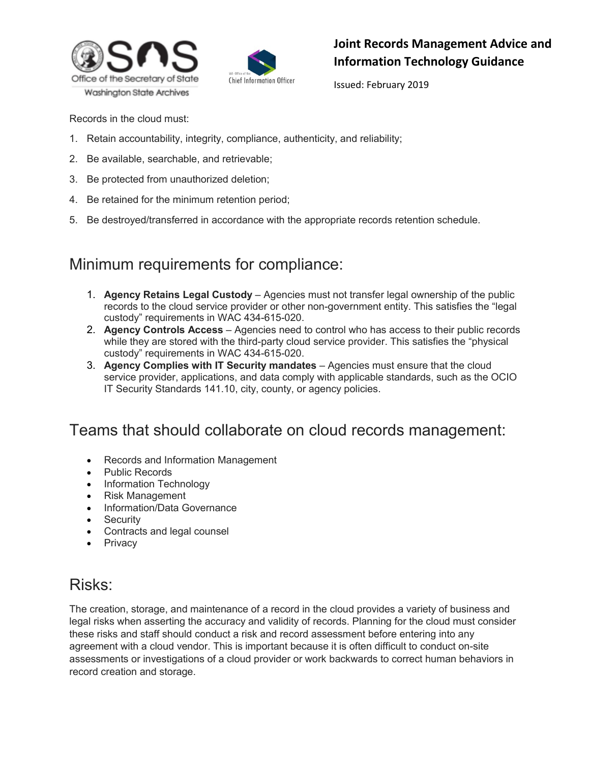Records in the cloud must:

1. Retain accountability, integrity, compliance, authenticity, and reliability;
2. Be available, searchable, and retrievable;
3. Be protected from unauthorized deletion;
4. Be retained for the minimum retention period;
5. Be destroyed/transferred in accordance with the appropriate records retention schedule.

## Minimum requirements for compliance:

1. **Agency Retains Legal Custody** – Agencies must not transfer legal ownership of the public records to the cloud service provider or other non-government entity. This satisfies the "legal custody" requirements in WAC 434-615-020.
2. **Agency Controls Access** – Agencies need to control who has access to their public records while they are stored with the third-party cloud service provider. This satisfies the "physical custody" requirements in WAC 434-615-020.
3. **Agency Complies with IT Security mandates** – Agencies must ensure that the cloud service provider, applications, and data comply with applicable standards, such as the OCIO IT Security Standards 141.10, city, county, or agency policies.

## Teams that should collaborate on cloud records management:

- Records and Information Management
- Public Records
- Information Technology
- Risk Management
- Information/Data Governance
- Security
- Contracts and legal counsel
- Privacy

## Risks:

The creation, storage, and maintenance of a record in the cloud provides a variety of business and legal risks when asserting the accuracy and validity of records. Planning for the cloud must consider these risks and staff should conduct a risk and record assessment before entering into any agreement with a cloud vendor. This is important because it is often difficult to conduct on-site assessments or investigations of a cloud provider or work backwards to correct human behaviors in record creation and storage.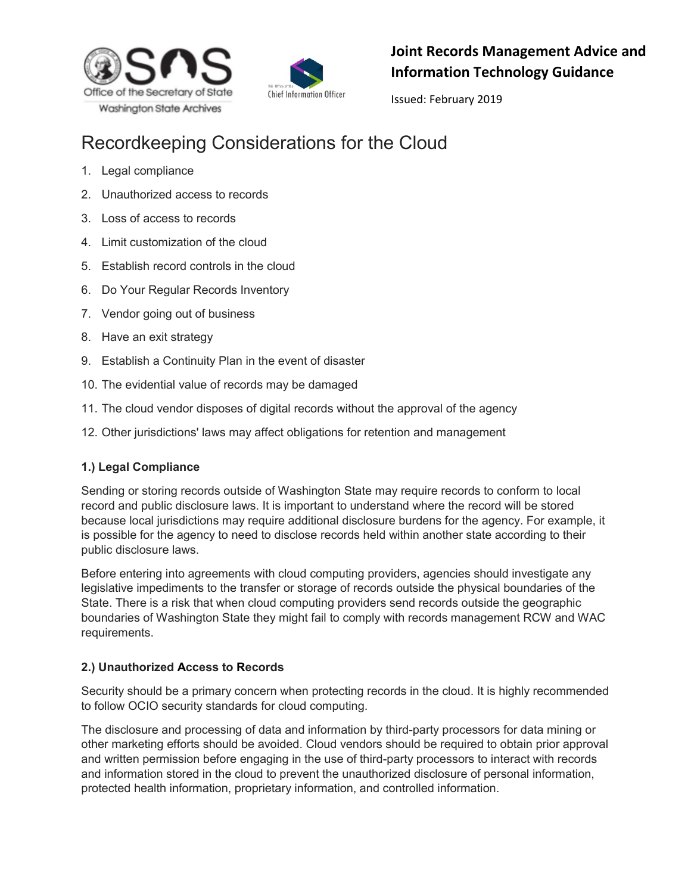**Joint Records Management Advice and Information Technology Guidance**

Issued: February 2019

# Recordkeeping Considerations for the Cloud

1. Legal compliance
2. Unauthorized access to records
3. Loss of access to records
4. Limit customization of the cloud
5. Establish record controls in the cloud
6. Do Your Regular Records Inventory
7. Vendor going out of business
8. Have an exit strategy
9. Establish a Continuity Plan in the event of disaster
10. The evidential value of records may be damaged
11. The cloud vendor disposes of digital records without the approval of the agency
12. Other jurisdictions' laws may affect obligations for retention and management

### 1.) Legal Compliance

Sending or storing records outside of Washington State may require records to conform to local record and public disclosure laws. It is important to understand where the record will be stored because local jurisdictions may require additional disclosure burdens for the agency. For example, it is possible for the agency to need to disclose records held within another state according to their public disclosure laws.

Before entering into agreements with cloud computing providers, agencies should investigate any legislative impediments to the transfer or storage of records outside the physical boundaries of the State. There is a risk that when cloud computing providers send records outside the geographic boundaries of Washington State they might fail to comply with records management RCW and WAC requirements.

### 2.) Unauthorized Access to Records

Security should be a primary concern when protecting records in the cloud. It is highly recommended to follow OCIO security standards for cloud computing.

The disclosure and processing of data and information by third-party processors for data mining or other marketing efforts should be avoided. Cloud vendors should be required to obtain prior approval and written permission before engaging in the use of third-party processors to interact with records and information stored in the cloud to prevent the unauthorized disclosure of personal information, protected health information, proprietary information, and controlled information.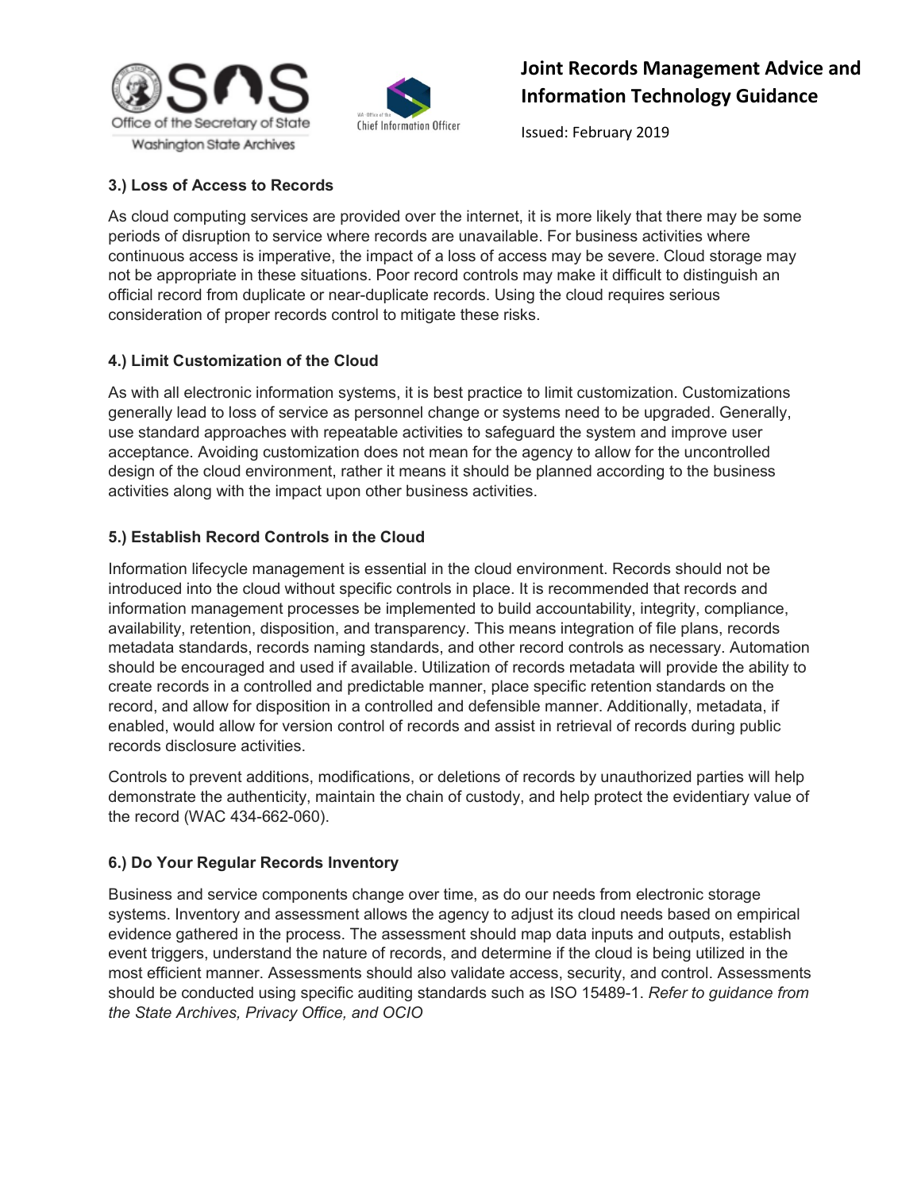### 3.) Loss of Access to Records

As cloud computing services are provided over the internet, it is more likely that there may be some periods of disruption to service where records are unavailable. For business activities where continuous access is imperative, the impact of a loss of access may be severe. Cloud storage may not be appropriate in these situations. Poor record controls may make it difficult to distinguish an official record from duplicate or near-duplicate records. Using the cloud requires serious consideration of proper records control to mitigate these risks.

### 4.) Limit Customization of the Cloud

As with all electronic information systems, it is best practice to limit customization. Customizations generally lead to loss of service as personnel change or systems need to be upgraded. Generally, use standard approaches with repeatable activities to safeguard the system and improve user acceptance. Avoiding customization does not mean for the agency to allow for the uncontrolled design of the cloud environment, rather it means it should be planned according to the business activities along with the impact upon other business activities.

### 5.) Establish Record Controls in the Cloud

Information lifecycle management is essential in the cloud environment. Records should not be introduced into the cloud without specific controls in place. It is recommended that records and information management processes be implemented to build accountability, integrity, compliance, availability, retention, disposition, and transparency. This means integration of file plans, records metadata standards, records naming standards, and other record controls as necessary. Automation should be encouraged and used if available. Utilization of records metadata will provide the ability to create records in a controlled and predictable manner, place specific retention standards on the record, and allow for disposition in a controlled and defensible manner. Additionally, metadata, if enabled, would allow for version control of records and assist in retrieval of records during public records disclosure activities.

Controls to prevent additions, modifications, or deletions of records by unauthorized parties will help demonstrate the authenticity, maintain the chain of custody, and help protect the evidentiary value of the record (WAC 434-662-060).

### 6.) Do Your Regular Records Inventory

Business and service components change over time, as do our needs from electronic storage systems. Inventory and assessment allows the agency to adjust its cloud needs based on empirical evidence gathered in the process. The assessment should map data inputs and outputs, establish event triggers, understand the nature of records, and determine if the cloud is being utilized in the most efficient manner. Assessments should also validate access, security, and control. Assessments should be conducted using specific auditing standards such as ISO 15489-1. *Refer to guidance from the State Archives, Privacy Office, and OCIO*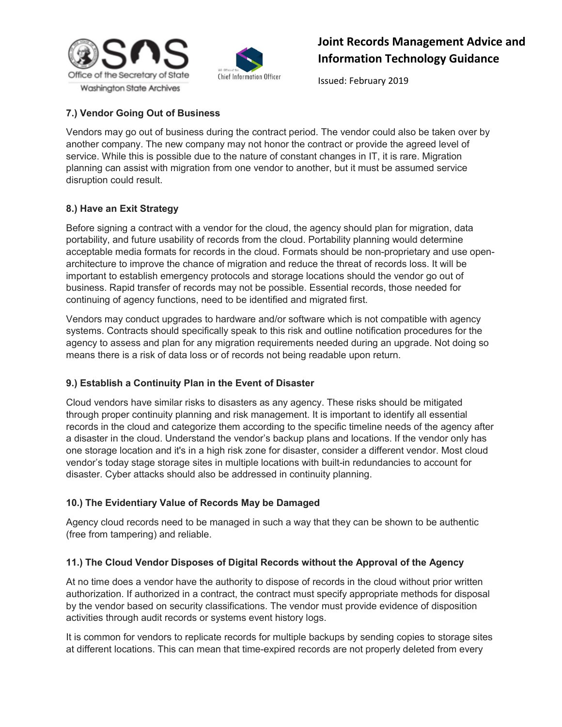### 7.) Vendor Going Out of Business

Vendors may go out of business during the contract period. The vendor could also be taken over by another company. The new company may not honor the contract or provide the agreed level of service. While this is possible due to the nature of constant changes in IT, it is rare. Migration planning can assist with migration from one vendor to another, but it must be assumed service disruption could result.

### 8.) Have an Exit Strategy

Before signing a contract with a vendor for the cloud, the agency should plan for migration, data portability, and future usability of records from the cloud. Portability planning would determine acceptable media formats for records in the cloud. Formats should be non-proprietary and use open-architecture to improve the chance of migration and reduce the threat of records loss. It will be important to establish emergency protocols and storage locations should the vendor go out of business. Rapid transfer of records may not be possible. Essential records, those needed for continuing of agency functions, need to be identified and migrated first.

Vendors may conduct upgrades to hardware and/or software which is not compatible with agency systems. Contracts should specifically speak to this risk and outline notification procedures for the agency to assess and plan for any migration requirements needed during an upgrade. Not doing so means there is a risk of data loss or of records not being readable upon return.

### 9.) Establish a Continuity Plan in the Event of Disaster

Cloud vendors have similar risks to disasters as any agency. These risks should be mitigated through proper continuity planning and risk management. It is important to identify all essential records in the cloud and categorize them according to the specific timeline needs of the agency after a disaster in the cloud. Understand the vendor's backup plans and locations. If the vendor only has one storage location and it's in a high risk zone for disaster, consider a different vendor. Most cloud vendor's today stage storage sites in multiple locations with built-in redundancies to account for disaster. Cyber attacks should also be addressed in continuity planning.

### 10.) The Evidentiary Value of Records May be Damaged

Agency cloud records need to be managed in such a way that they can be shown to be authentic (free from tampering) and reliable.

### 11.) The Cloud Vendor Disposes of Digital Records without the Approval of the Agency

At no time does a vendor have the authority to dispose of records in the cloud without prior written authorization. If authorized in a contract, the contract must specify appropriate methods for disposal by the vendor based on security classifications. The vendor must provide evidence of disposition activities through audit records or systems event history logs.

It is common for vendors to replicate records for multiple backups by sending copies to storage sites at different locations. This can mean that time-expired records are not properly deleted from every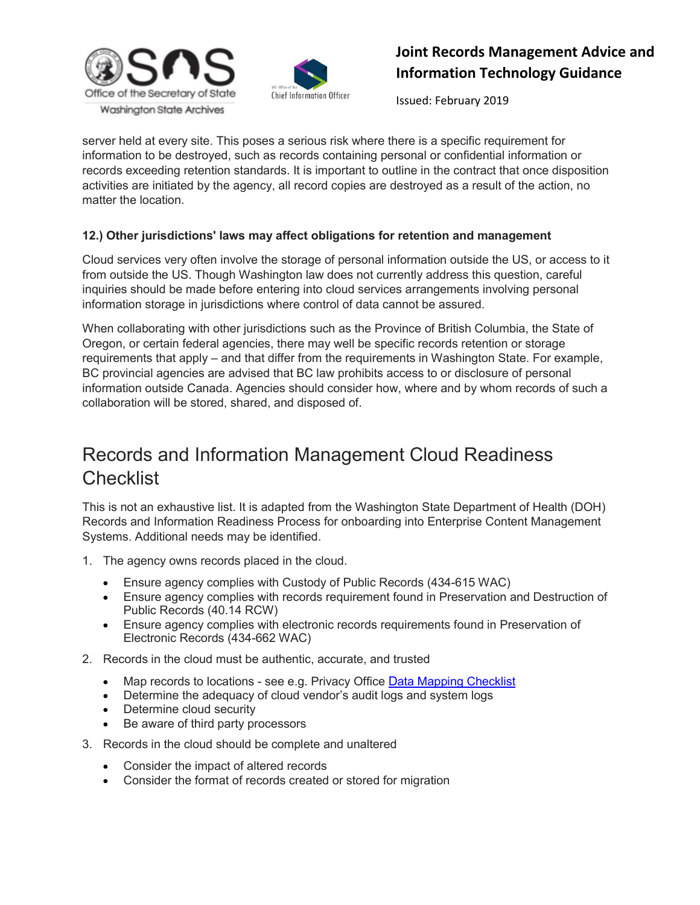server held at every site. This poses a serious risk where there is a specific requirement for information to be destroyed, such as records containing personal or confidential information or records exceeding retention standards. It is important to outline in the contract that once disposition activities are initiated by the agency, all record copies are destroyed as a result of the action, no matter the location.

**12.) Other jurisdictions' laws may affect obligations for retention and management**

Cloud services very often involve the storage of personal information outside the US, or access to it from outside the US. Though Washington law does not currently address this question, careful inquiries should be made before entering into cloud services arrangements involving personal information storage in jurisdictions where control of data cannot be assured.

When collaborating with other jurisdictions such as the Province of British Columbia, the State of Oregon, or certain federal agencies, there may well be specific records retention or storage requirements that apply – and that differ from the requirements in Washington State. For example, BC provincial agencies are advised that BC law prohibits access to or disclosure of personal information outside Canada. Agencies should consider how, where and by whom records of such a collaboration will be stored, shared, and disposed of.

## Records and Information Management Cloud Readiness Checklist

This is not an exhaustive list. It is adapted from the Washington State Department of Health (DOH) Records and Information Readiness Process for onboarding into Enterprise Content Management Systems. Additional needs may be identified.

1. The agency owns records placed in the cloud.
   - Ensure agency complies with Custody of Public Records (434-615 WAC)
   - Ensure agency complies with records requirement found in Preservation and Destruction of Public Records (40.14 RCW)
   - Ensure agency complies with electronic records requirements found in Preservation of Electronic Records (434-662 WAC)
2. Records in the cloud must be authentic, accurate, and trusted
   - Map records to locations - see e.g. Privacy Office Data Mapping Checklist
   - Determine the adequacy of cloud vendor's audit logs and system logs
   - Determine cloud security
   - Be aware of third party processors
3. Records in the cloud should be complete and unaltered
   - Consider the impact of altered records
   - Consider the format of records created or stored for migration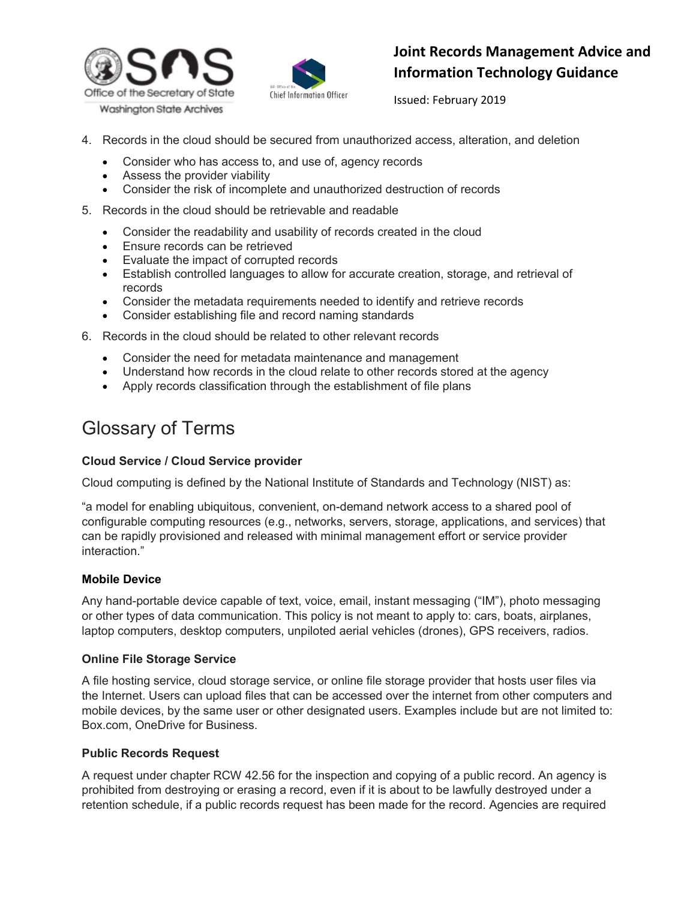4. Records in the cloud should be secured from unauthorized access, alteration, and deletion
    - Consider who has access to, and use of, agency records
    - Assess the provider viability
    - Consider the risk of incomplete and unauthorized destruction of records
5. Records in the cloud should be retrievable and readable
    - Consider the readability and usability of records created in the cloud
    - Ensure records can be retrieved
    - Evaluate the impact of corrupted records
    - Establish controlled languages to allow for accurate creation, storage, and retrieval of records
    - Consider the metadata requirements needed to identify and retrieve records
    - Consider establishing file and record naming standards
6. Records in the cloud should be related to other relevant records
    - Consider the need for metadata maintenance and management
    - Understand how records in the cloud relate to other records stored at the agency
    - Apply records classification through the establishment of file plans

# Glossary of Terms

**Cloud Service / Cloud Service provider**

Cloud computing is defined by the National Institute of Standards and Technology (NIST) as:

"a model for enabling ubiquitous, convenient, on-demand network access to a shared pool of configurable computing resources (e.g., networks, servers, storage, applications, and services) that can be rapidly provisioned and released with minimal management effort or service provider interaction."

**Mobile Device**

Any hand-portable device capable of text, voice, email, instant messaging ("IM"), photo messaging or other types of data communication. This policy is not meant to apply to: cars, boats, airplanes, laptop computers, desktop computers, unpiloted aerial vehicles (drones), GPS receivers, radios.

**Online File Storage Service**

A file hosting service, cloud storage service, or online file storage provider that hosts user files via the Internet. Users can upload files that can be accessed over the internet from other computers and mobile devices, by the same user or other designated users. Examples include but are not limited to: Box.com, OneDrive for Business.

**Public Records Request**

A request under chapter RCW 42.56 for the inspection and copying of a public record. An agency is prohibited from destroying or erasing a record, even if it is about to be lawfully destroyed under a retention schedule, if a public records request has been made for the record. Agencies are required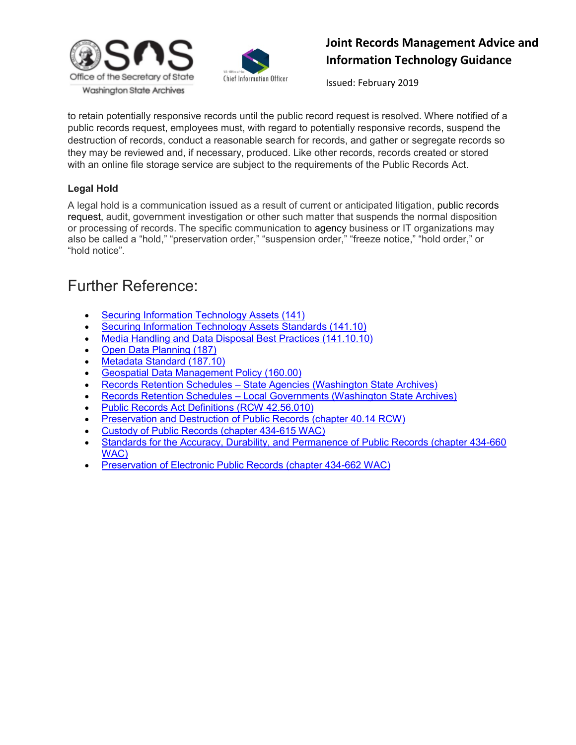to retain potentially responsive records until the public record request is resolved. Where notified of a public records request, employees must, with regard to potentially responsive records, suspend the destruction of records, conduct a reasonable search for records, and gather or segregate records so they may be reviewed and, if necessary, produced. Like other records, records created or stored with an online file storage service are subject to the requirements of the Public Records Act.

### Legal Hold

A legal hold is a communication issued as a result of current or anticipated litigation, public records request, audit, government investigation or other such matter that suspends the normal disposition or processing of records. The specific communication to agency business or IT organizations may also be called a "hold," "preservation order," "suspension order," "freeze notice," "hold order," or "hold notice".

## Further Reference:

- Securing Information Technology Assets (141)
- Securing Information Technology Assets Standards (141.10)
- Media Handling and Data Disposal Best Practices (141.10.10)
- Open Data Planning (187)
- Metadata Standard (187.10)
- Geospatial Data Management Policy (160.00)
- Records Retention Schedules – State Agencies (Washington State Archives)
- Records Retention Schedules – Local Governments (Washington State Archives)
- Public Records Act Definitions (RCW 42.56.010)
- Preservation and Destruction of Public Records (chapter 40.14 RCW)
- Custody of Public Records (chapter 434-615 WAC)
- Standards for the Accuracy, Durability, and Permanence of Public Records (chapter 434-660 WAC)
- Preservation of Electronic Public Records (chapter 434-662 WAC)